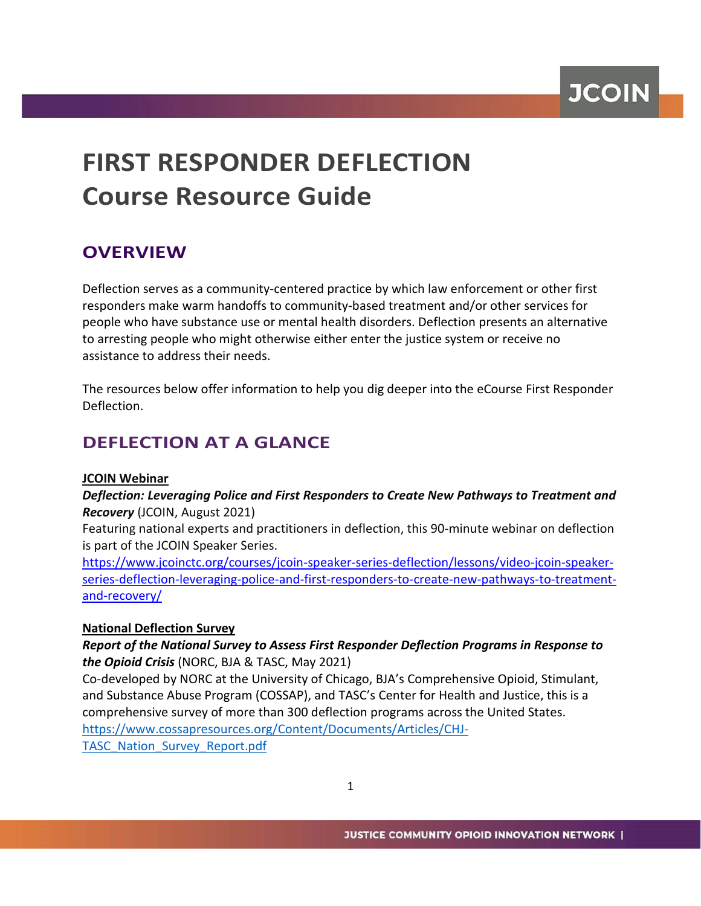# FIRST RESPONDER DEFLECTION Course Resource Guide

## OVERVIEW

Deflection serves as a community-centered practice by which law enforcement or other first responders make warm handoffs to community-based treatment and/or other services for people who have substance use or mental health disorders. Deflection presents an alternative to arresting people who might otherwise either enter the justice system or receive no assistance to address their needs.

The resources below offer information to help you dig deeper into the eCourse First Responder Deflection.

## DEFLECTION AT A GLANCE

**JCOIN Webinar**

***Deflection: Leveraging Police and First Responders to Create New Pathways to Treatment and Recovery*** (JCOIN, August 2021)
Featuring national experts and practitioners in deflection, this 90-minute webinar on deflection is part of the JCOIN Speaker Series.
https://www.jcoinctc.org/courses/jcoin-speaker-series-deflection/lessons/video-jcoin-speaker-series-deflection-leveraging-police-and-first-responders-to-create-new-pathways-to-treatment-and-recovery/

**National Deflection Survey**

***Report of the National Survey to Assess First Responder Deflection Programs in Response to the Opioid Crisis*** (NORC, BJA & TASC, May 2021)
Co-developed by NORC at the University of Chicago, BJA's Comprehensive Opioid, Stimulant, and Substance Abuse Program (COSSAP), and TASC's Center for Health and Justice, this is a comprehensive survey of more than 300 deflection programs across the United States.
https://www.cossapresources.org/Content/Documents/Articles/CHJ-TASC_Nation_Survey_Report.pdf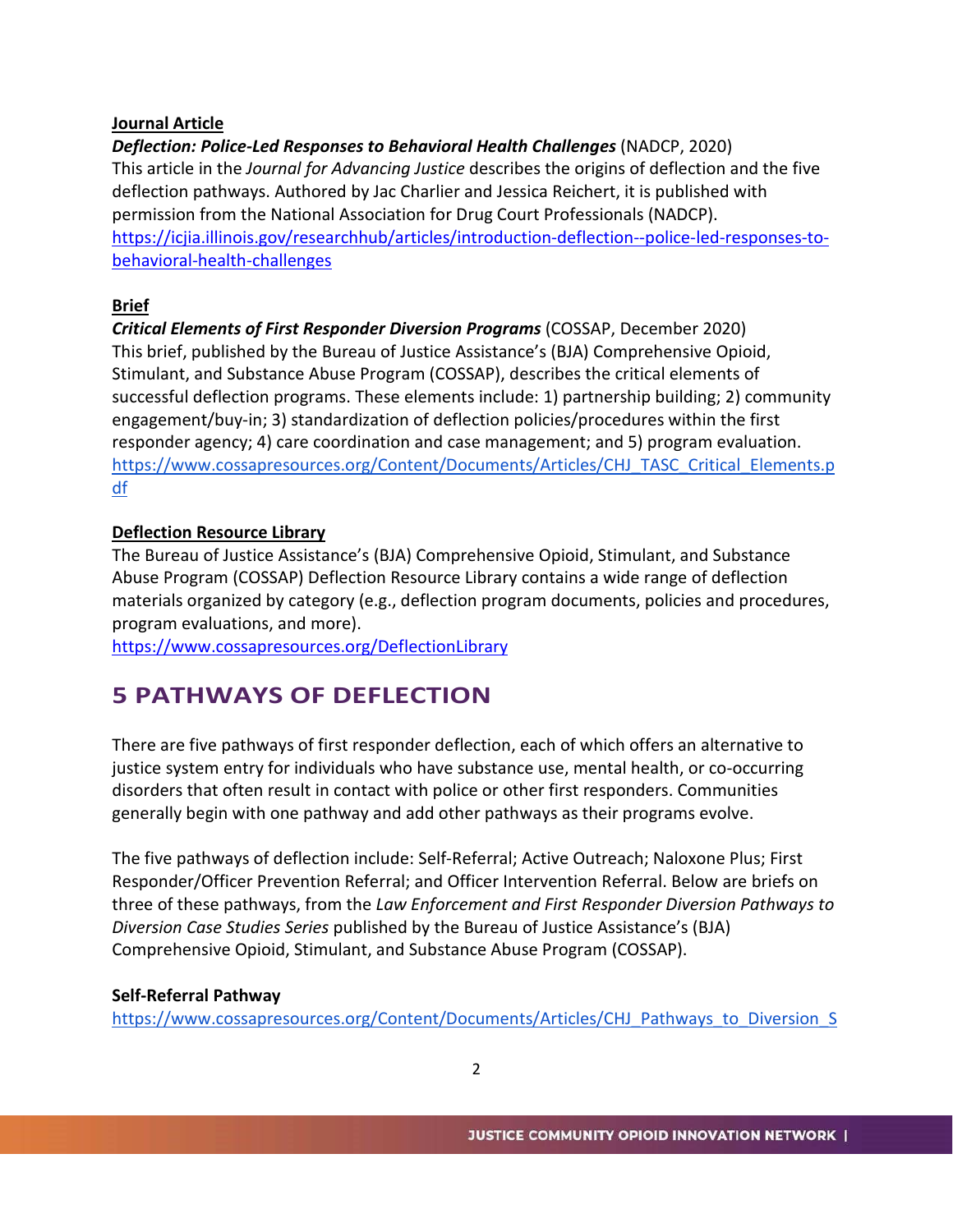**Journal Article**

***Deflection: Police-Led Responses to Behavioral Health Challenges*** (NADCP, 2020)
This article in the *Journal for Advancing Justice* describes the origins of deflection and the five deflection pathways. Authored by Jac Charlier and Jessica Reichert, it is published with permission from the National Association for Drug Court Professionals (NADCP).
https://icjia.illinois.gov/researchhub/articles/introduction-deflection--police-led-responses-to-behavioral-health-challenges

**Brief**

***Critical Elements of First Responder Diversion Programs*** (COSSAP, December 2020)
This brief, published by the Bureau of Justice Assistance's (BJA) Comprehensive Opioid, Stimulant, and Substance Abuse Program (COSSAP), describes the critical elements of successful deflection programs. These elements include: 1) partnership building; 2) community engagement/buy-in; 3) standardization of deflection policies/procedures within the first responder agency; 4) care coordination and case management; and 5) program evaluation.
https://www.cossapresources.org/Content/Documents/Articles/CHJ_TASC_Critical_Elements.pdf

**Deflection Resource Library**

The Bureau of Justice Assistance's (BJA) Comprehensive Opioid, Stimulant, and Substance Abuse Program (COSSAP) Deflection Resource Library contains a wide range of deflection materials organized by category (e.g., deflection program documents, policies and procedures, program evaluations, and more).
https://www.cossapresources.org/DeflectionLibrary

## 5 PATHWAYS OF DEFLECTION

There are five pathways of first responder deflection, each of which offers an alternative to justice system entry for individuals who have substance use, mental health, or co-occurring disorders that often result in contact with police or other first responders. Communities generally begin with one pathway and add other pathways as their programs evolve.

The five pathways of deflection include: Self-Referral; Active Outreach; Naloxone Plus; First Responder/Officer Prevention Referral; and Officer Intervention Referral. Below are briefs on three of these pathways, from the *Law Enforcement and First Responder Diversion Pathways to Diversion Case Studies Series* published by the Bureau of Justice Assistance's (BJA) Comprehensive Opioid, Stimulant, and Substance Abuse Program (COSSAP).

**Self-Referral Pathway**

https://www.cossapresources.org/Content/Documents/Articles/CHJ_Pathways_to_Diversion_S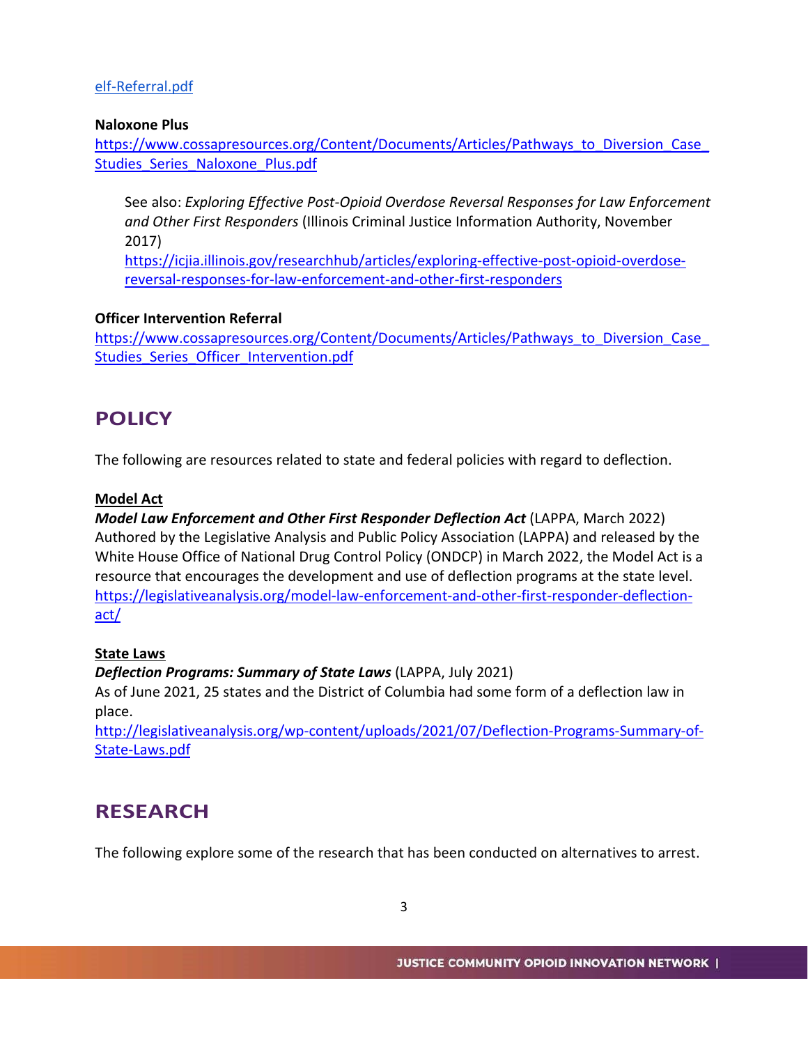elf-Referral.pdf

**Naloxone Plus**
https://www.cossapresources.org/Content/Documents/Articles/Pathways_to_Diversion_Case_Studies_Series_Naloxone_Plus.pdf

> See also: *Exploring Effective Post-Opioid Overdose Reversal Responses for Law Enforcement and Other First Responders* (Illinois Criminal Justice Information Authority, November 2017)
> https://icjia.illinois.gov/researchhub/articles/exploring-effective-post-opioid-overdose-reversal-responses-for-law-enforcement-and-other-first-responders

**Officer Intervention Referral**
https://www.cossapresources.org/Content/Documents/Articles/Pathways_to_Diversion_Case_Studies_Series_Officer_Intervention.pdf

## POLICY

The following are resources related to state and federal policies with regard to deflection.

**Model Act**

***Model Law Enforcement and Other First Responder Deflection Act*** (LAPPA, March 2022)
Authored by the Legislative Analysis and Public Policy Association (LAPPA) and released by the White House Office of National Drug Control Policy (ONDCP) in March 2022, the Model Act is a resource that encourages the development and use of deflection programs at the state level.
https://legislativeanalysis.org/model-law-enforcement-and-other-first-responder-deflection-act/

**State Laws**

***Deflection Programs: Summary of State Laws*** (LAPPA, July 2021)
As of June 2021, 25 states and the District of Columbia had some form of a deflection law in place.
http://legislativeanalysis.org/wp-content/uploads/2021/07/Deflection-Programs-Summary-of-State-Laws.pdf

## RESEARCH

The following explore some of the research that has been conducted on alternatives to arrest.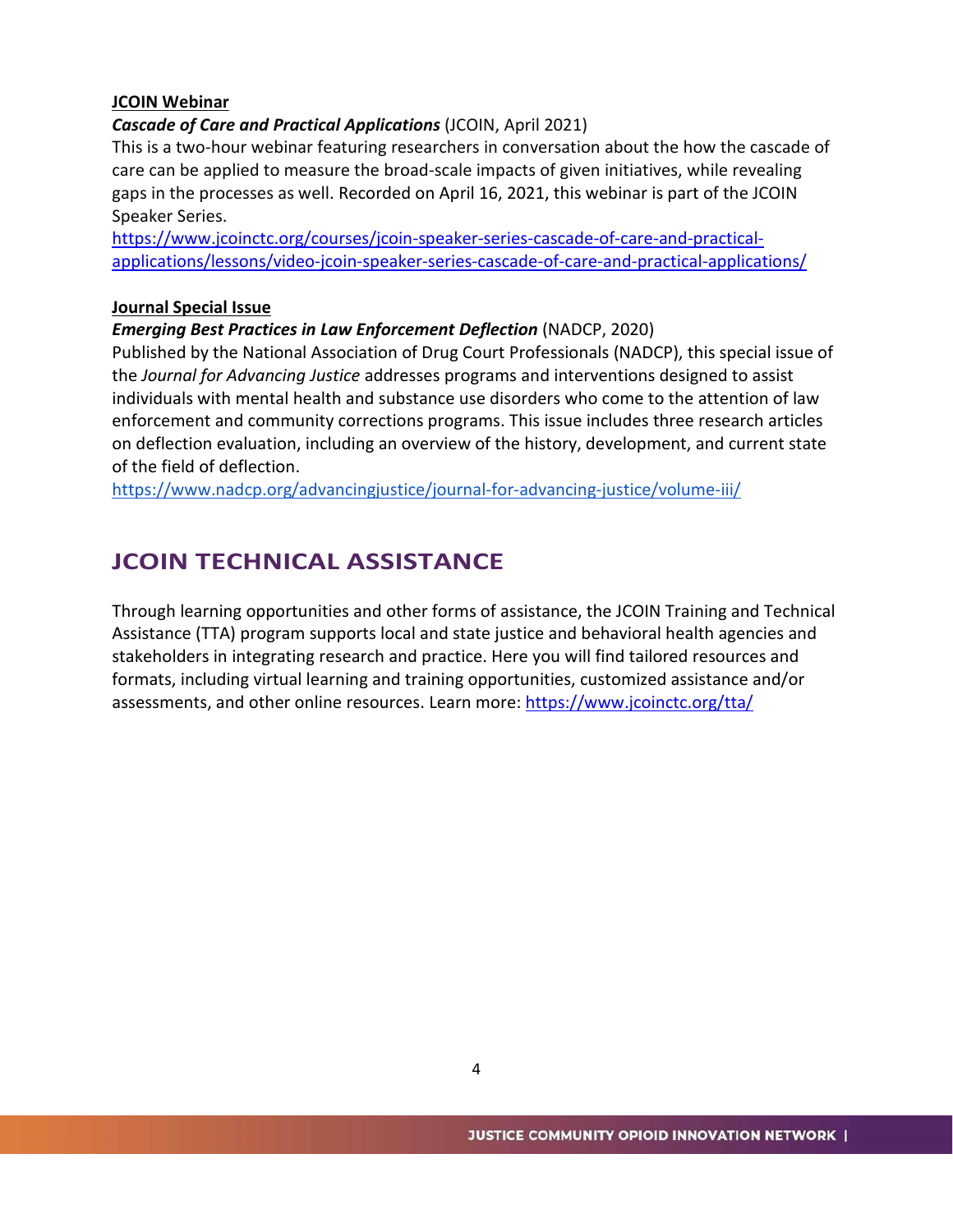**JCOIN Webinar**

***Cascade of Care and Practical Applications*** (JCOIN, April 2021)

This is a two-hour webinar featuring researchers in conversation about the how the cascade of care can be applied to measure the broad-scale impacts of given initiatives, while revealing gaps in the processes as well. Recorded on April 16, 2021, this webinar is part of the JCOIN Speaker Series.

https://www.jcoinctc.org/courses/jcoin-speaker-series-cascade-of-care-and-practical-applications/lessons/video-jcoin-speaker-series-cascade-of-care-and-practical-applications/

**Journal Special Issue**

***Emerging Best Practices in Law Enforcement Deflection*** (NADCP, 2020)

Published by the National Association of Drug Court Professionals (NADCP), this special issue of the *Journal for Advancing Justice* addresses programs and interventions designed to assist individuals with mental health and substance use disorders who come to the attention of law enforcement and community corrections programs. This issue includes three research articles on deflection evaluation, including an overview of the history, development, and current state of the field of deflection.

https://www.nadcp.org/advancingjustice/journal-for-advancing-justice/volume-iii/

## JCOIN TECHNICAL ASSISTANCE

Through learning opportunities and other forms of assistance, the JCOIN Training and Technical Assistance (TTA) program supports local and state justice and behavioral health agencies and stakeholders in integrating research and practice. Here you will find tailored resources and formats, including virtual learning and training opportunities, customized assistance and/or assessments, and other online resources. Learn more: https://www.jcoinctc.org/tta/